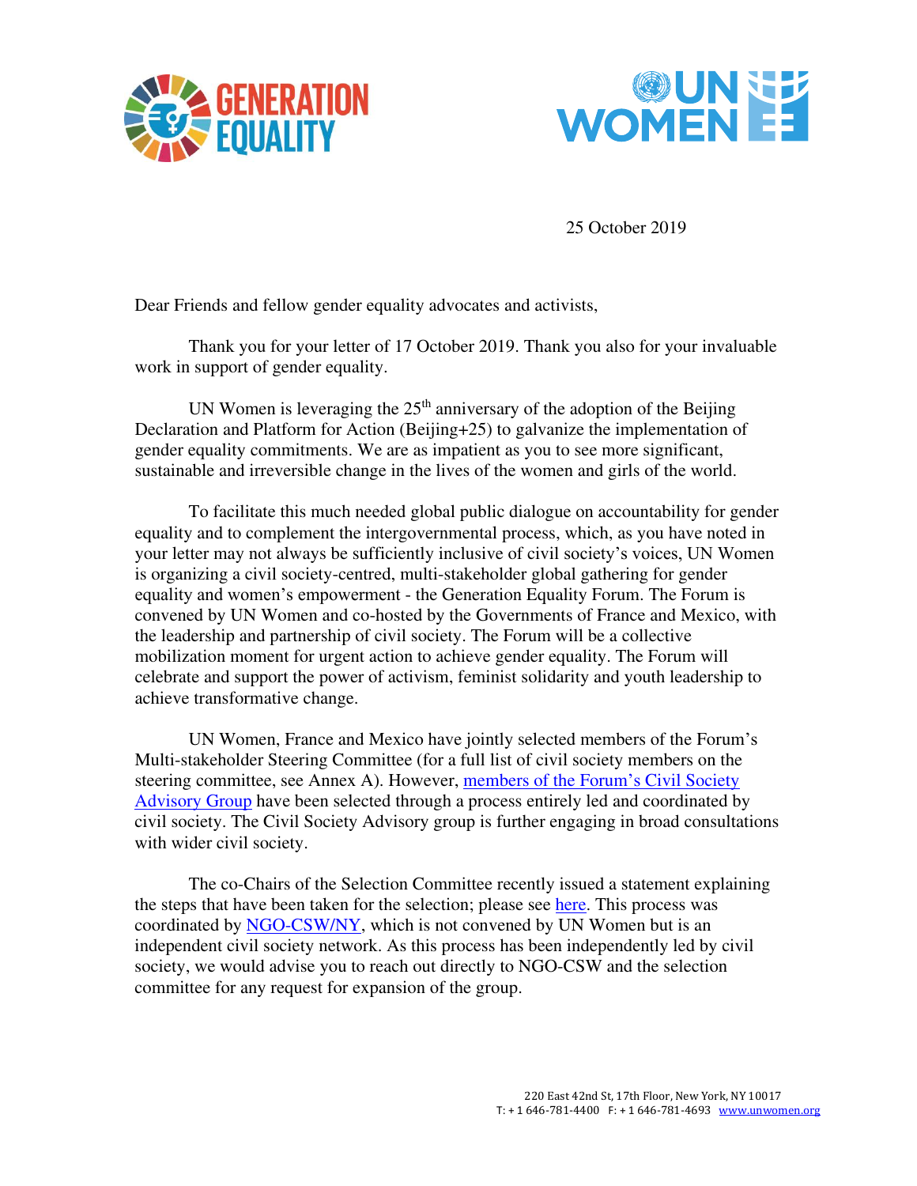25 October 2019

Dear Friends and fellow gender equality advocates and activists,

Thank you for your letter of 17 October 2019. Thank you also for your invaluable work in support of gender equality.

UN Women is leveraging the 25th anniversary of the adoption of the Beijing Declaration and Platform for Action (Beijing+25) to galvanize the implementation of gender equality commitments. We are as impatient as you to see more significant, sustainable and irreversible change in the lives of the women and girls of the world.

To facilitate this much needed global public dialogue on accountability for gender equality and to complement the intergovernmental process, which, as you have noted in your letter may not always be sufficiently inclusive of civil society's voices, UN Women is organizing a civil society-centred, multi-stakeholder global gathering for gender equality and women's empowerment - the Generation Equality Forum. The Forum is convened by UN Women and co-hosted by the Governments of France and Mexico, with the leadership and partnership of civil society. The Forum will be a collective mobilization moment for urgent action to achieve gender equality. The Forum will celebrate and support the power of activism, feminist solidarity and youth leadership to achieve transformative change.

UN Women, France and Mexico have jointly selected members of the Forum's Multi-stakeholder Steering Committee (for a full list of civil society members on the steering committee, see Annex A). However, members of the Forum's Civil Society Advisory Group have been selected through a process entirely led and coordinated by civil society. The Civil Society Advisory group is further engaging in broad consultations with wider civil society.

The co-Chairs of the Selection Committee recently issued a statement explaining the steps that have been taken for the selection; please see here. This process was coordinated by NGO-CSW/NY, which is not convened by UN Women but is an independent civil society network. As this process has been independently led by civil society, we would advise you to reach out directly to NGO-CSW and the selection committee for any request for expansion of the group.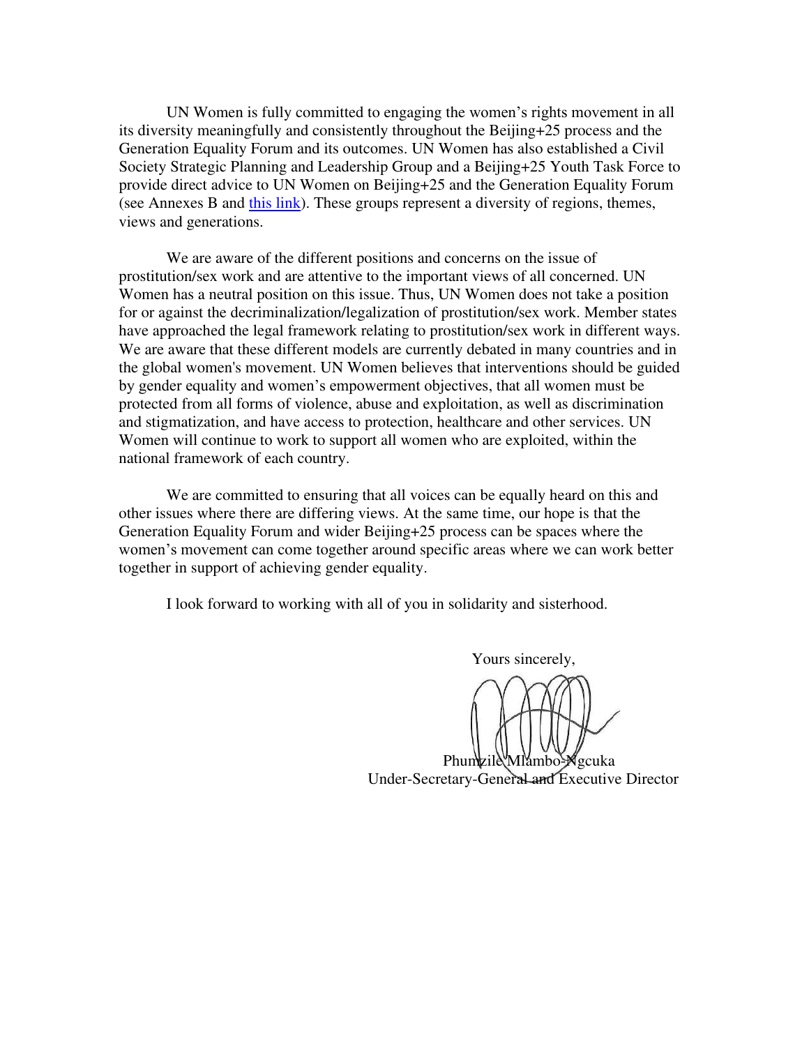UN Women is fully committed to engaging the women's rights movement in all its diversity meaningfully and consistently throughout the Beijing+25 process and the Generation Equality Forum and its outcomes. UN Women has also established a Civil Society Strategic Planning and Leadership Group and a Beijing+25 Youth Task Force to provide direct advice to UN Women on Beijing+25 and the Generation Equality Forum (see Annexes B and this link). These groups represent a diversity of regions, themes, views and generations.

We are aware of the different positions and concerns on the issue of prostitution/sex work and are attentive to the important views of all concerned. UN Women has a neutral position on this issue. Thus, UN Women does not take a position for or against the decriminalization/legalization of prostitution/sex work. Member states have approached the legal framework relating to prostitution/sex work in different ways. We are aware that these different models are currently debated in many countries and in the global women's movement. UN Women believes that interventions should be guided by gender equality and women's empowerment objectives, that all women must be protected from all forms of violence, abuse and exploitation, as well as discrimination and stigmatization, and have access to protection, healthcare and other services. UN Women will continue to work to support all women who are exploited, within the national framework of each country.

We are committed to ensuring that all voices can be equally heard on this and other issues where there are differing views. At the same time, our hope is that the Generation Equality Forum and wider Beijing+25 process can be spaces where the women's movement can come together around specific areas where we can work better together in support of achieving gender equality.

I look forward to working with all of you in solidarity and sisterhood.

Yours sincerely,

Phumzile Mlambo-Ngcuka
Under-Secretary-General and Executive Director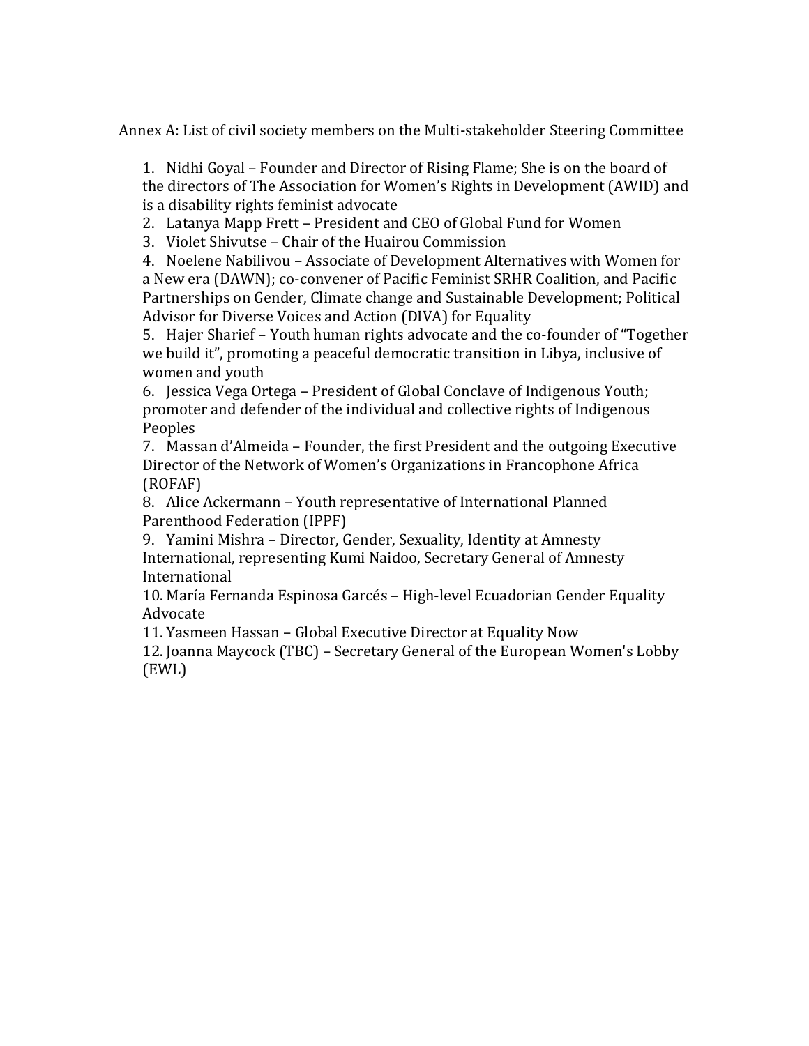Annex A: List of civil society members on the Multi-stakeholder Steering Committee

1. Nidhi Goyal – Founder and Director of Rising Flame; She is on the board of the directors of The Association for Women's Rights in Development (AWID) and is a disability rights feminist advocate
2. Latanya Mapp Frett – President and CEO of Global Fund for Women
3. Violet Shivutse – Chair of the Huairou Commission
4. Noelene Nabilivou – Associate of Development Alternatives with Women for a New era (DAWN); co-convener of Pacific Feminist SRHR Coalition, and Pacific Partnerships on Gender, Climate change and Sustainable Development; Political Advisor for Diverse Voices and Action (DIVA) for Equality
5. Hajer Sharief – Youth human rights advocate and the co-founder of "Together we build it", promoting a peaceful democratic transition in Libya, inclusive of women and youth
6. Jessica Vega Ortega – President of Global Conclave of Indigenous Youth; promoter and defender of the individual and collective rights of Indigenous Peoples
7. Massan d'Almeida – Founder, the first President and the outgoing Executive Director of the Network of Women's Organizations in Francophone Africa (ROFAF)
8. Alice Ackermann – Youth representative of International Planned Parenthood Federation (IPPF)
9. Yamini Mishra – Director, Gender, Sexuality, Identity at Amnesty International, representing Kumi Naidoo, Secretary General of Amnesty International
10. María Fernanda Espinosa Garcés – High-level Ecuadorian Gender Equality Advocate
11. Yasmeen Hassan – Global Executive Director at Equality Now
12. Joanna Maycock (TBC) – Secretary General of the European Women's Lobby (EWL)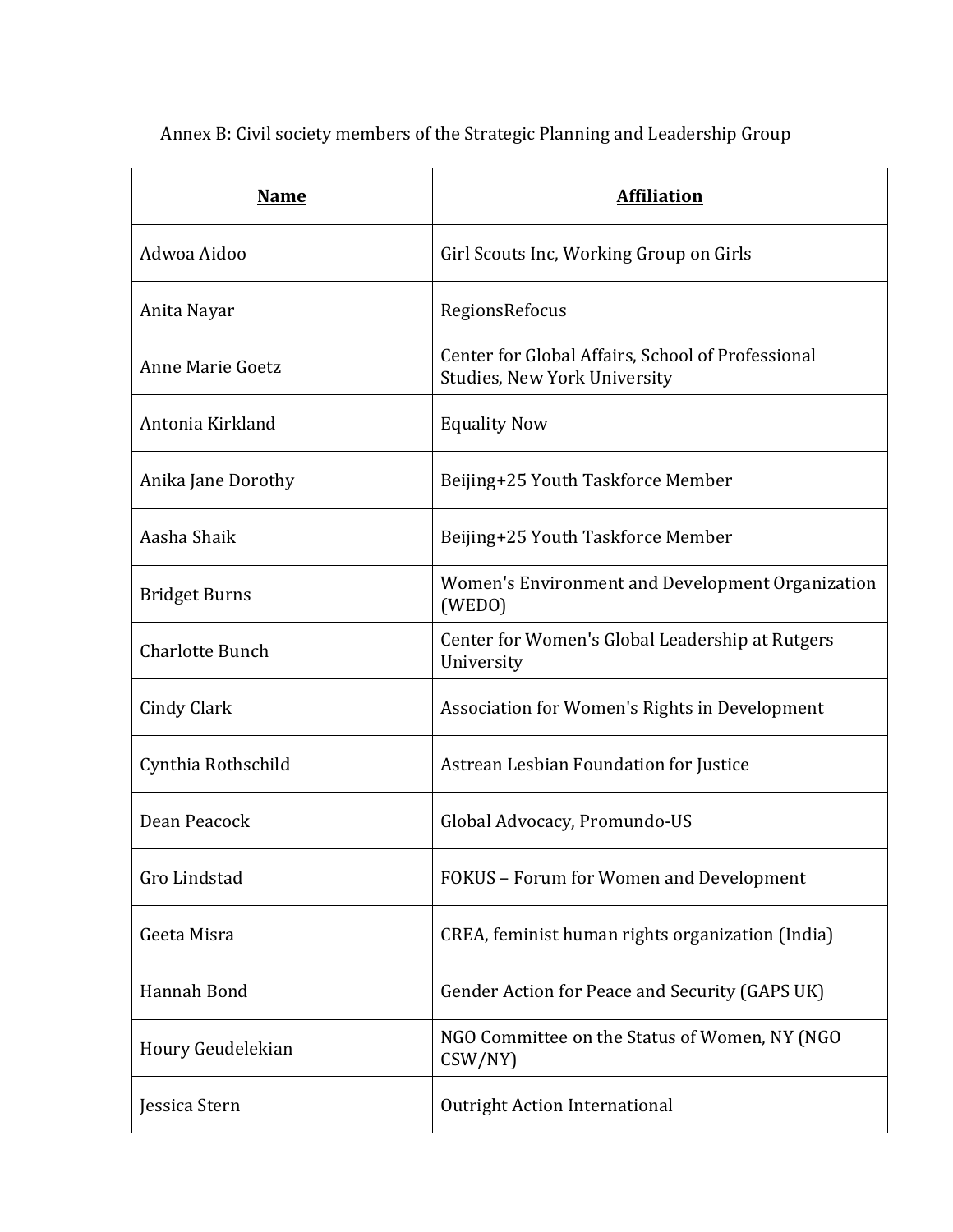Annex B: Civil society members of the Strategic Planning and Leadership Group

| Name | Affiliation |
| --- | --- |
| Adwoa Aidoo | Girl Scouts Inc, Working Group on Girls |
| Anita Nayar | RegionsRefocus |
| Anne Marie Goetz | Center for Global Affairs, School of Professional Studies, New York University |
| Antonia Kirkland | Equality Now |
| Anika Jane Dorothy | Beijing+25 Youth Taskforce Member |
| Aasha Shaik | Beijing+25 Youth Taskforce Member |
| Bridget Burns | Women's Environment and Development Organization (WEDO) |
| Charlotte Bunch | Center for Women's Global Leadership at Rutgers University |
| Cindy Clark | Association for Women's Rights in Development |
| Cynthia Rothschild | Astrean Lesbian Foundation for Justice |
| Dean Peacock | Global Advocacy, Promundo-US |
| Gro Lindstad | FOKUS – Forum for Women and Development |
| Geeta Misra | CREA, feminist human rights organization (India) |
| Hannah Bond | Gender Action for Peace and Security (GAPS UK) |
| Houry Geudelekian | NGO Committee on the Status of Women, NY (NGO CSW/NY) |
| Jessica Stern | Outright Action International |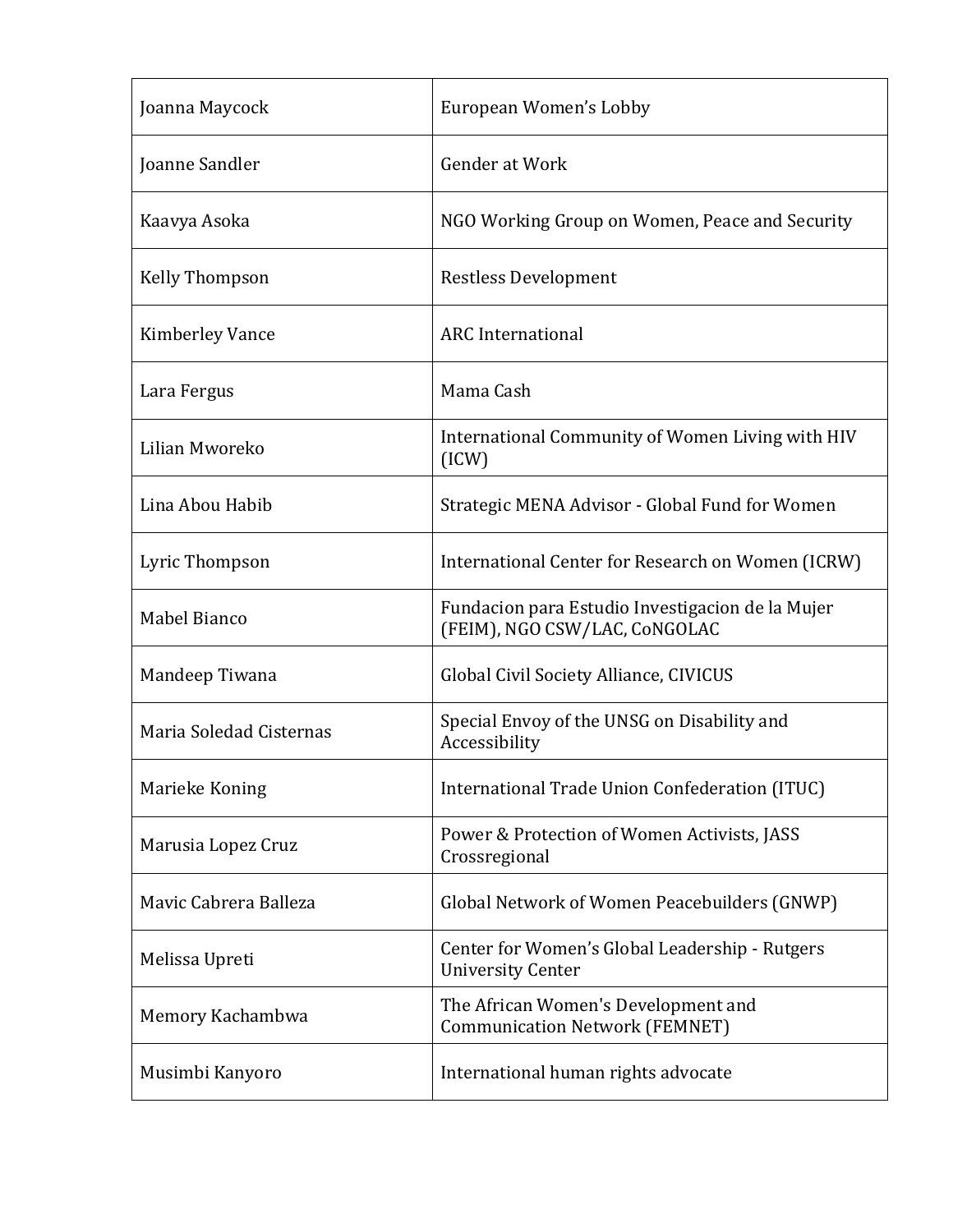| | |
|---|---|
| Joanna Maycock | European Women's Lobby |
| Joanne Sandler | Gender at Work |
| Kaavya Asoka | NGO Working Group on Women, Peace and Security |
| Kelly Thompson | Restless Development |
| Kimberley Vance | ARC International |
| Lara Fergus | Mama Cash |
| Lilian Mworeko | International Community of Women Living with HIV (ICW) |
| Lina Abou Habib | Strategic MENA Advisor - Global Fund for Women |
| Lyric Thompson | International Center for Research on Women (ICRW) |
| Mabel Bianco | Fundacion para Estudio Investigacion de la Mujer (FEIM), NGO CSW/LAC, CoNGOLAC |
| Mandeep Tiwana | Global Civil Society Alliance, CIVICUS |
| Maria Soledad Cisternas | Special Envoy of the UNSG on Disability and Accessibility |
| Marieke Koning | International Trade Union Confederation (ITUC) |
| Marusia Lopez Cruz | Power & Protection of Women Activists, JASS Crossregional |
| Mavic Cabrera Balleza | Global Network of Women Peacebuilders (GNWP) |
| Melissa Upreti | Center for Women's Global Leadership - Rutgers University Center |
| Memory Kachambwa | The African Women's Development and Communication Network (FEMNET) |
| Musimbi Kanyoro | International human rights advocate |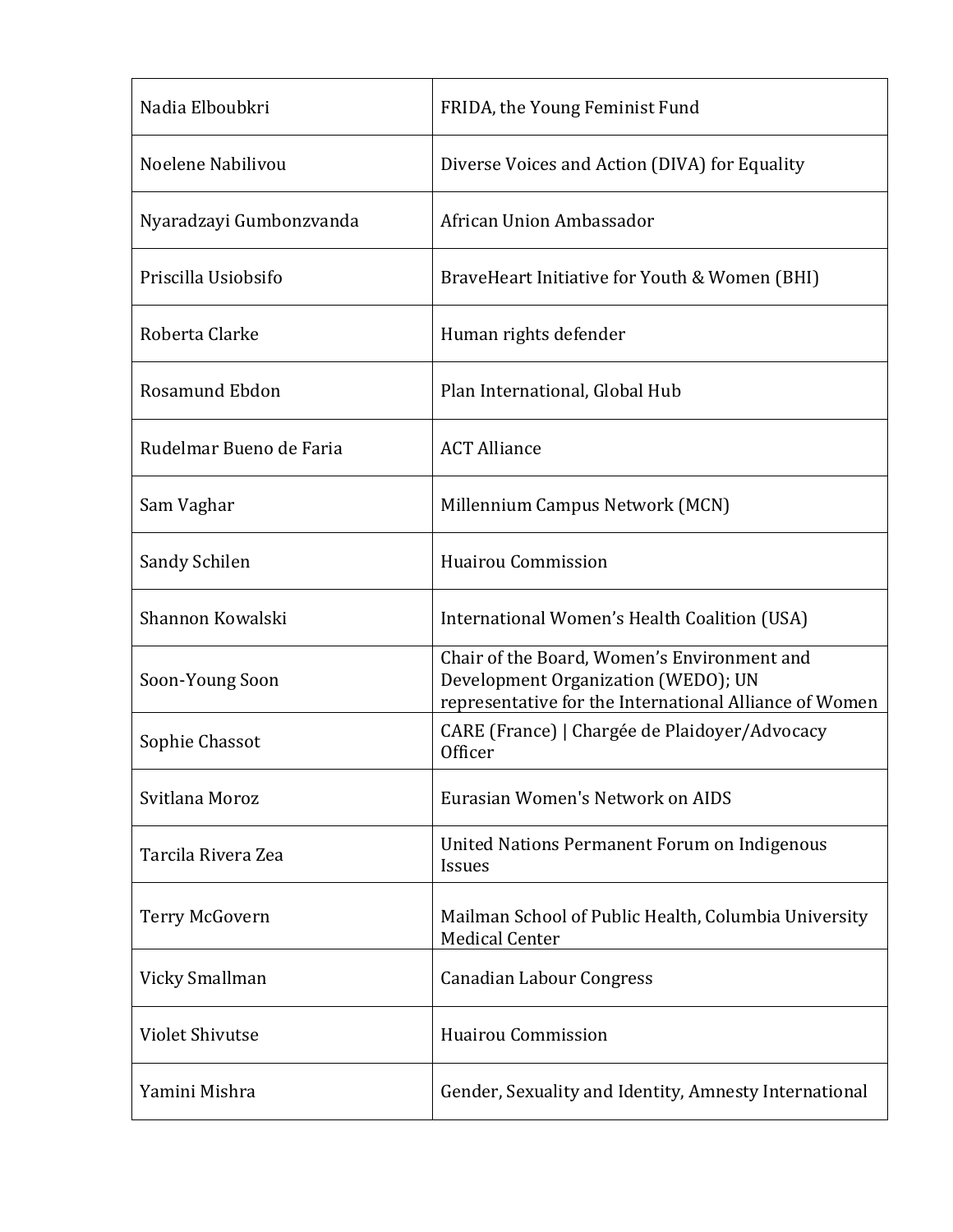| | |
|---|---|
| Nadia Elboubkri | FRIDA, the Young Feminist Fund |
| Noelene Nabilivou | Diverse Voices and Action (DIVA) for Equality |
| Nyaradzayi Gumbonzvanda | African Union Ambassador |
| Priscilla Usiobsifo | BraveHeart Initiative for Youth & Women (BHI) |
| Roberta Clarke | Human rights defender |
| Rosamund Ebdon | Plan International, Global Hub |
| Rudelmar Bueno de Faria | ACT Alliance |
| Sam Vaghar | Millennium Campus Network (MCN) |
| Sandy Schilen | Huairou Commission |
| Shannon Kowalski | International Women's Health Coalition (USA) |
| Soon-Young Soon | Chair of the Board, Women's Environment and Development Organization (WEDO); UN representative for the International Alliance of Women |
| Sophie Chassot | CARE (France) \| Chargée de Plaidoyer/Advocacy Officer |
| Svitlana Moroz | Eurasian Women's Network on AIDS |
| Tarcila Rivera Zea | United Nations Permanent Forum on Indigenous Issues |
| Terry McGovern | Mailman School of Public Health, Columbia University Medical Center |
| Vicky Smallman | Canadian Labour Congress |
| Violet Shivutse | Huairou Commission |
| Yamini Mishra | Gender, Sexuality and Identity, Amnesty International |